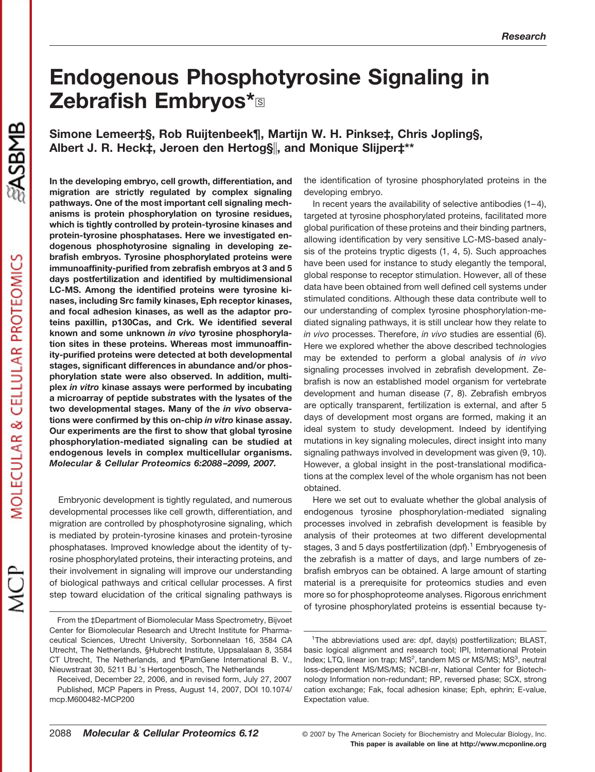# Endogenous Phosphotyrosine Signaling in Zebrafish Embryos*

**Simone Lemeer‡§, Rob Ruijtenbeek¶, Martijn W. H. Pinkse‡, Chris Jopling§, Albert J. R. Heck‡, Jeroen den Hertog§||, and Monique Slijper‡****

**In the developing embryo, cell growth, differentiation, and migration are strictly regulated by complex signaling pathways. One of the most important cell signaling mechanisms is protein phosphorylation on tyrosine residues, which is tightly controlled by protein-tyrosine kinases and protein-tyrosine phosphatases. Here we investigated endogenous phosphotyrosine signaling in developing zebrafish embryos. Tyrosine phosphorylated proteins were immunoaffinity-purified from zebrafish embryos at 3 and 5 days postfertilization and identified by multidimensional LC-MS. Among the identified proteins were tyrosine kinases, including Src family kinases, Eph receptor kinases, and focal adhesion kinases, as well as the adaptor proteins paxillin, p130Cas, and Crk. We identified several known and some unknown *in vivo* tyrosine phosphorylation sites in these proteins. Whereas most immunoaffinity-purified proteins were detected at both developmental stages, significant differences in abundance and/or phosphorylation state were also observed. In addition, multiplex *in vitro* kinase assays were performed by incubating a microarray of peptide substrates with the lysates of the two developmental stages. Many of the *in vivo* observations were confirmed by this on-chip *in vitro* kinase assay. Our experiments are the first to show that global tyrosine phosphorylation-mediated signaling can be studied at endogenous levels in complex multicellular organisms. *Molecular & Cellular Proteomics 6:2088–2099, 2007.***

Embryonic development is tightly regulated, and numerous developmental processes like cell growth, differentiation, and migration are controlled by phosphotyrosine signaling, which is mediated by protein-tyrosine kinases and protein-tyrosine phosphatases. Improved knowledge about the identity of tyrosine phosphorylated proteins, their interacting proteins, and their involvement in signaling will improve our understanding of biological pathways and critical cellular processes. A first step toward elucidation of the critical signaling pathways is the identification of tyrosine phosphorylated proteins in the developing embryo.

In recent years the availability of selective antibodies (1–4), targeted at tyrosine phosphorylated proteins, facilitated more global purification of these proteins and their binding partners, allowing identification by very sensitive LC-MS-based analysis of the proteins tryptic digests (1, 4, 5). Such approaches have been used for instance to study elegantly the temporal, global response to receptor stimulation. However, all of these data have been obtained from well defined cell systems under stimulated conditions. Although these data contribute well to our understanding of complex tyrosine phosphorylation-mediated signaling pathways, it is still unclear how they relate to *in vivo* processes. Therefore, *in vivo* studies are essential (6). Here we explored whether the above described technologies may be extended to perform a global analysis of *in vivo* signaling processes involved in zebrafish development. Zebrafish is now an established model organism for vertebrate development and human disease (7, 8). Zebrafish embryos are optically transparent, fertilization is external, and after 5 days of development most organs are formed, making it an ideal system to study development. Indeed by identifying mutations in key signaling molecules, direct insight into many signaling pathways involved in development was given (9, 10). However, a global insight in the post-translational modifications at the complex level of the whole organism has not been obtained.

Here we set out to evaluate whether the global analysis of endogenous tyrosine phosphorylation-mediated signaling processes involved in zebrafish development is feasible by analysis of their proteomes at two different developmental stages, 3 and 5 days postfertilization (dpf).[1] Embryogenesis of the zebrafish is a matter of days, and large numbers of zebrafish embryos can be obtained. A large amount of starting material is a prerequisite for proteomics studies and even more so for phosphoproteome analyses. Rigorous enrichment of tyrosine phosphorylated proteins is essential because ty-

From the ‡Department of Biomolecular Mass Spectrometry, Bijvoet Center for Biomolecular Research and Utrecht Institute for Pharmaceutical Sciences, Utrecht University, Sorbonnelaan 16, 3584 CA Utrecht, The Netherlands, §Hubrecht Institute, Uppsalalaan 8, 3584 CT Utrecht, The Netherlands, and ¶PamGene International B. V., Nieuwstraat 30, 5211 BJ 's Hertogenbosch, The Netherlands

Received, December 22, 2006, and in revised form, July 27, 2007

Published, MCP Papers in Press, August 14, 2007, DOI 10.1074/mcp.M600482-MCP200

[1] The abbreviations used are: dpf, day(s) postfertilization; BLAST, basic logical alignment and research tool; IPI, International Protein Index; LTQ, linear ion trap; MS², tandem MS or MS/MS; MS³, neutral loss-dependent MS/MS/MS; NCBI-nr, National Center for Biotechnology Information non-redundant; RP, reversed phase; SCX, strong cation exchange; Fak, focal adhesion kinase; Eph, ephrin; E-value, Expectation value.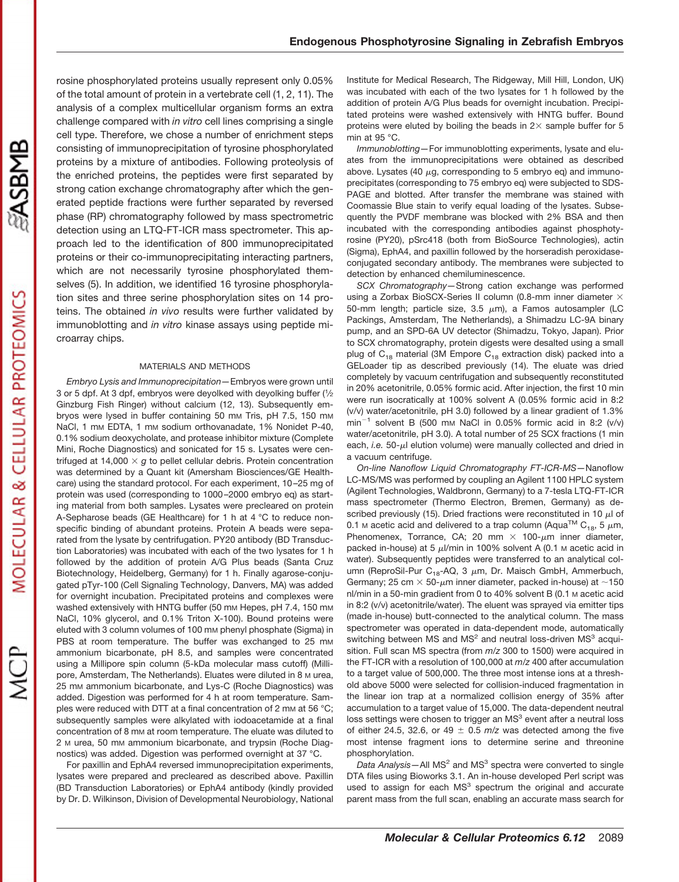rosine phosphorylated proteins usually represent only 0.05% of the total amount of protein in a vertebrate cell (1, 2, 11). The analysis of a complex multicellular organism forms an extra challenge compared with *in vitro* cell lines comprising a single cell type. Therefore, we chose a number of enrichment steps consisting of immunoprecipitation of tyrosine phosphorylated proteins by a mixture of antibodies. Following proteolysis of the enriched proteins, the peptides were first separated by strong cation exchange chromatography after which the generated peptide fractions were further separated by reversed phase (RP) chromatography followed by mass spectrometric detection using an LTQ-FT-ICR mass spectrometer. This approach led to the identification of 800 immunoprecipitated proteins or their co-immunoprecipitating interacting partners, which are not necessarily tyrosine phosphorylated themselves (5). In addition, we identified 16 tyrosine phosphorylation sites and three serine phosphorylation sites on 14 proteins. The obtained *in vivo* results were further validated by immunoblotting and *in vitro* kinase assays using peptide microarray chips.

## MATERIALS AND METHODS

*Embryo Lysis and Immunoprecipitation*—Embryos were grown until 3 or 5 dpf. At 3 dpf, embryos were deyolked with deyolking buffer (½ Ginzburg Fish Ringer) without calcium (12, 13). Subsequently embryos were lysed in buffer containing 50 mM Tris, pH 7.5, 150 mM NaCl, 1 mM EDTA, 1 mM sodium orthovanadate, 1% Nonidet P-40, 0.1% sodium deoxycholate, and protease inhibitor mixture (Complete Mini, Roche Diagnostics) and sonicated for 15 s. Lysates were centrifuged at 14,000 × *g* to pellet cellular debris. Protein concentration was determined by a Quant kit (Amersham Biosciences/GE Healthcare) using the standard protocol. For each experiment, 10–25 mg of protein was used (corresponding to 1000–2000 embryo eq) as starting material from both samples. Lysates were precleared on protein A-Sepharose beads (GE Healthcare) for 1 h at 4 °C to reduce nonspecific binding of abundant proteins. Protein A beads were separated from the lysate by centrifugation. PY20 antibody (BD Transduction Laboratories) was incubated with each of the two lysates for 1 h followed by the addition of protein A/G Plus beads (Santa Cruz Biotechnology, Heidelberg, Germany) for 1 h. Finally agarose-conjugated pTyr-100 (Cell Signaling Technology, Danvers, MA) was added for overnight incubation. Precipitated proteins and complexes were washed extensively with HNTG buffer (50 mM Hepes, pH 7.4, 150 mM NaCl, 10% glycerol, and 0.1% Triton X-100). Bound proteins were eluted with 3 column volumes of 100 mM phenyl phosphate (Sigma) in PBS at room temperature. The buffer was exchanged to 25 mM ammonium bicarbonate, pH 8.5, and samples were concentrated using a Millipore spin column (5-kDa molecular mass cutoff) (Millipore, Amsterdam, The Netherlands). Eluates were diluted in 8 M urea, 25 mM ammonium bicarbonate, and Lys-C (Roche Diagnostics) was added. Digestion was performed for 4 h at room temperature. Samples were reduced with DTT at a final concentration of 2 mM at 56 °C; subsequently samples were alkylated with iodoacetamide at a final concentration of 8 mM at room temperature. The eluate was diluted to 2 M urea, 50 mM ammonium bicarbonate, and trypsin (Roche Diagnostics) was added. Digestion was performed overnight at 37 °C.

For paxillin and EphA4 reversed immunoprecipitation experiments, lysates were prepared and precleared as described above. Paxillin (BD Transduction Laboratories) or EphA4 antibody (kindly provided by Dr. D. Wilkinson, Division of Developmental Neurobiology, National Institute for Medical Research, The Ridgeway, Mill Hill, London, UK) was incubated with each of the two lysates for 1 h followed by the addition of protein A/G Plus beads for overnight incubation. Precipitated proteins were washed extensively with HNTG buffer. Bound proteins were eluted by boiling the beads in 2× sample buffer for 5 min at 95 °C.

*Immunoblotting*—For immunoblotting experiments, lysate and eluates from the immunoprecipitations were obtained as described above. Lysates (40 μg, corresponding to 5 embryo eq) and immunoprecipitates (corresponding to 75 embryo eq) were subjected to SDS-PAGE and blotted. After transfer the membrane was stained with Coomassie Blue stain to verify equal loading of the lysates. Subsequently the PVDF membrane was blocked with 2% BSA and then incubated with the corresponding antibodies against phosphotyrosine (PY20), pSrc418 (both from BioSource Technologies), actin (Sigma), EphA4, and paxillin followed by the horseradish peroxidase-conjugated secondary antibody. The membranes were subjected to detection by enhanced chemiluminescence.

*SCX Chromatography*—Strong cation exchange was performed using a Zorbax BioSCX-Series II column (0.8-mm inner diameter × 50-mm length; particle size, 3.5 μm), a Famos autosampler (LC Packings, Amsterdam, The Netherlands), a Shimadzu LC-9A binary pump, and an SPD-6A UV detector (Shimadzu, Tokyo, Japan). Prior to SCX chromatography, protein digests were desalted using a small plug of $C_{18}$ material (3M Empore $C_{18}$ extraction disk) packed into a GELoader tip as described previously (14). The eluate was dried completely by vacuum centrifugation and subsequently reconstituted in 20% acetonitrile, 0.05% formic acid. After injection, the first 10 min were run isocratically at 100% solvent A (0.05% formic acid in 8:2 (v/v) water/acetonitrile, pH 3.0) followed by a linear gradient of 1.3% $min^{-1}$ solvent B (500 mM NaCl in 0.05% formic acid in 8:2 (v/v) water/acetonitrile, pH 3.0). A total number of 25 SCX fractions (1 min each, *i.e.* 50-μl elution volume) were manually collected and dried in a vacuum centrifuge.

*On-line Nanoflow Liquid Chromatography FT-ICR-MS*—Nanoflow LC-MS/MS was performed by coupling an Agilent 1100 HPLC system (Agilent Technologies, Waldbronn, Germany) to a 7-tesla LTQ-FT-ICR mass spectrometer (Thermo Electron, Bremen, Germany) as described previously (15). Dried fractions were reconstituted in 10 μl of 0.1 M acetic acid and delivered to a trap column (Aqua™ $C_{18}$, 5 μm, Phenomenex, Torrance, CA; 20 mm × 100-μm inner diameter, packed in-house) at 5 μl/min in 100% solvent A (0.1 M acetic acid in water). Subsequently peptides were transferred to an analytical column (ReproSil-Pur $C_{18}$-AQ, 3 μm, Dr. Maisch GmbH, Ammerbuch, Germany; 25 cm × 50-μm inner diameter, packed in-house) at ~150 nl/min in a 50-min gradient from 0 to 40% solvent B (0.1 M acetic acid in 8:2 (v/v) acetonitrile/water). The eluent was sprayed via emitter tips (made in-house) butt-connected to the analytical column. The mass spectrometer was operated in data-dependent mode, automatically switching between MS and $MS^2$ and neutral loss-driven $MS^3$ acquisition. Full scan MS spectra (from *m/z* 300 to 1500) were acquired in the FT-ICR with a resolution of 100,000 at *m/z* 400 after accumulation to a target value of 500,000. The three most intense ions at a threshold above 5000 were selected for collision-induced fragmentation in the linear ion trap at a normalized collision energy of 35% after accumulation to a target value of 15,000. The data-dependent neutral loss settings were chosen to trigger an $MS^3$ event after a neutral loss of either 24.5, 32.6, or 49 ± 0.5 *m/z* was detected among the five most intense fragment ions to determine serine and threonine phosphorylation.

*Data Analysis*—All $MS^2$ and $MS^3$ spectra were converted to single DTA files using Bioworks 3.1. An in-house developed Perl script was used to assign for each $MS^3$ spectrum the original and accurate parent mass from the full scan, enabling an accurate mass search for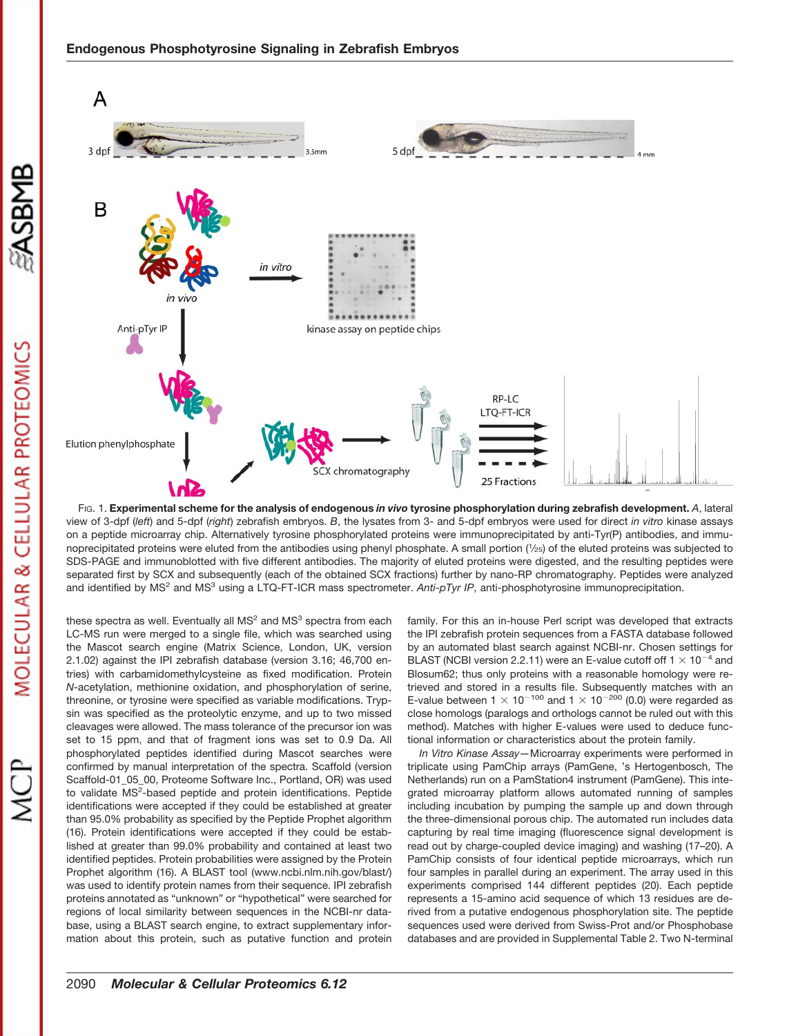FIG. 1. **Experimental scheme for the analysis of endogenous *in vivo* tyrosine phosphorylation during zebrafish development.** *A*, lateral view of 3-dpf (*left*) and 5-dpf (*right*) zebrafish embryos. *B*, the lysates from 3- and 5-dpf embryos were used for direct *in vitro* kinase assays on a peptide microarray chip. Alternatively tyrosine phosphorylated proteins were immunoprecipitated by anti-Tyr(P) antibodies, and immunoprecipitated proteins were eluted from the antibodies using phenyl phosphate. A small portion (1/25) of the eluted proteins was subjected to SDS-PAGE and immunoblotted with five different antibodies. The majority of eluted proteins were digested, and the resulting peptides were separated first by SCX and subsequently (each of the obtained SCX fractions) further by nano-RP chromatography. Peptides were analyzed and identified by $MS^2$ and $MS^3$ using a LTQ-FT-ICR mass spectrometer. *Anti-pTyr IP*, anti-phosphotyrosine immunoprecipitation.

these spectra as well. Eventually all $MS^2$ and $MS^3$ spectra from each LC-MS run were merged to a single file, which was searched using the Mascot search engine (Matrix Science, London, UK, version 2.1.02) against the IPI zebrafish database (version 3.16; 46,700 entries) with carbamidomethylcysteine as fixed modification. Protein *N*-acetylation, methionine oxidation, and phosphorylation of serine, threonine, or tyrosine were specified as variable modifications. Trypsin was specified as the proteolytic enzyme, and up to two missed cleavages were allowed. The mass tolerance of the precursor ion was set to 15 ppm, and that of fragment ions was set to 0.9 Da. All phosphorylated peptides identified during Mascot searches were confirmed by manual interpretation of the spectra. Scaffold (version Scaffold-01_05_00, Proteome Software Inc., Portland, OR) was used to validate $MS^2$-based peptide and protein identifications. Peptide identifications were accepted if they could be established at greater than 95.0% probability as specified by the Peptide Prophet algorithm (16). Protein identifications were accepted if they could be established at greater than 99.0% probability and contained at least two identified peptides. Protein probabilities were assigned by the Protein Prophet algorithm (16). A BLAST tool (www.ncbi.nlm.nih.gov/blast/) was used to identify protein names from their sequence. IPI zebrafish proteins annotated as "unknown" or "hypothetical" were searched for regions of local similarity between sequences in the NCBI-nr database, using a BLAST search engine, to extract supplementary information about this protein, such as putative function and protein family. For this an in-house Perl script was developed that extracts the IPI zebrafish protein sequences from a FASTA database followed by an automated blast search against NCBI-nr. Chosen settings for BLAST (NCBI version 2.2.11) were an E-value cutoff off $1 \times 10^{-4}$ and Blosum62; thus only proteins with a reasonable homology were retrieved and stored in a results file. Subsequently matches with an E-value between $1 \times 10^{-100}$ and $1 \times 10^{-200}$ (0.0) were regarded as close homologs (paralogs and orthologs cannot be ruled out with this method). Matches with higher E-values were used to deduce functional information or characteristics about the protein family.

*In Vitro Kinase Assay*—Microarray experiments were performed in triplicate using PamChip arrays (PamGene, 's Hertogenbosch, The Netherlands) run on a PamStation4 instrument (PamGene). This integrated microarray platform allows automated running of samples including incubation by pumping the sample up and down through the three-dimensional porous chip. The automated run includes data capturing by real time imaging (fluorescence signal development is read out by charge-coupled device imaging) and washing (17–20). A PamChip consists of four identical peptide microarrays, which run four samples in parallel during an experiment. The array used in this experiments comprised 144 different peptides (20). Each peptide represents a 15-amino acid sequence of which 13 residues are derived from a putative endogenous phosphorylation site. The peptide sequences used were derived from Swiss-Prot and/or Phosphobase databases and are provided in Supplemental Table 2. Two N-terminal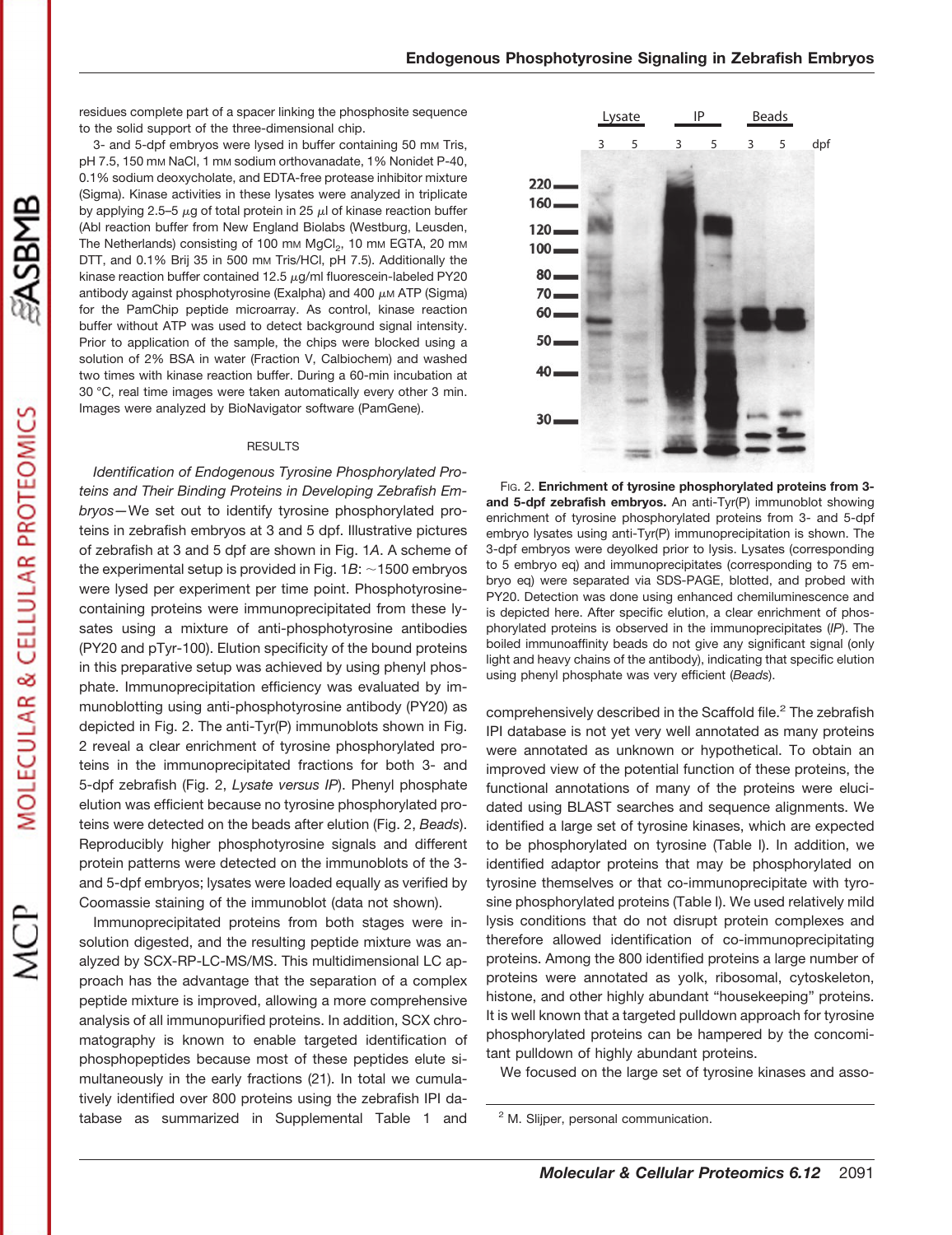residues complete part of a spacer linking the phosphosite sequence to the solid support of the three-dimensional chip.

3- and 5-dpf embryos were lysed in buffer containing 50 mM Tris, pH 7.5, 150 mM NaCl, 1 mM sodium orthovanadate, 1% Nonidet P-40, 0.1% sodium deoxycholate, and EDTA-free protease inhibitor mixture (Sigma). Kinase activities in these lysates were analyzed in triplicate by applying 2.5–5 μg of total protein in 25 μl of kinase reaction buffer (Abl reaction buffer from New England Biolabs (Westburg, Leusden, The Netherlands) consisting of 100 mM $MgCl_2$, 10 mM EGTA, 20 mM DTT, and 0.1% Brij 35 in 500 mM Tris/HCl, pH 7.5). Additionally the kinase reaction buffer contained 12.5 μg/ml fluorescein-labeled PY20 antibody against phosphotyrosine (Exalpha) and 400 μM ATP (Sigma) for the PamChip peptide microarray. As control, kinase reaction buffer without ATP was used to detect background signal intensity. Prior to application of the sample, the chips were blocked using a solution of 2% BSA in water (Fraction V, Calbiochem) and washed two times with kinase reaction buffer. During a 60-min incubation at 30 °C, real time images were taken automatically every other 3 min. Images were analyzed by BioNavigator software (PamGene).

## RESULTS

*Identification of Endogenous Tyrosine Phosphorylated Proteins and Their Binding Proteins in Developing Zebrafish Embryos*—We set out to identify tyrosine phosphorylated proteins in zebrafish embryos at 3 and 5 dpf. Illustrative pictures of zebrafish at 3 and 5 dpf are shown in Fig. 1*A*. A scheme of the experimental setup is provided in Fig. 1*B*: ~1500 embryos were lysed per experiment per time point. Phosphotyrosine-containing proteins were immunoprecipitated from these lysates using a mixture of anti-phosphotyrosine antibodies (PY20 and pTyr-100). Elution specificity of the bound proteins in this preparative setup was achieved by using phenyl phosphate. Immunoprecipitation efficiency was evaluated by immunoblotting using anti-phosphotyrosine antibody (PY20) as depicted in Fig. 2. The anti-Tyr(P) immunoblots shown in Fig. 2 reveal a clear enrichment of tyrosine phosphorylated proteins in the immunoprecipitated fractions for both 3- and 5-dpf zebrafish (Fig. 2, *Lysate versus IP*). Phenyl phosphate elution was efficient because no tyrosine phosphorylated proteins were detected on the beads after elution (Fig. 2, *Beads*). Reproducibly higher phosphotyrosine signals and different protein patterns were detected on the immunoblots of the 3- and 5-dpf embryos; lysates were loaded equally as verified by Coomassie staining of the immunoblot (data not shown).

Immunoprecipitated proteins from both stages were in-solution digested, and the resulting peptide mixture was analyzed by SCX-RP-LC-MS/MS. This multidimensional LC approach has the advantage that the separation of a complex peptide mixture is improved, allowing a more comprehensive analysis of all immunopurified proteins. In addition, SCX chromatography is known to enable targeted identification of phosphopeptides because most of these peptides elute simultaneously in the early fractions (21). In total we cumulatively identified over 800 proteins using the zebrafish IPI database as summarized in Supplemental Table 1 and comprehensively described in the Scaffold file.[2] The zebrafish IPI database is not yet very well annotated as many proteins were annotated as unknown or hypothetical. To obtain an improved view of the potential function of these proteins, the functional annotations of many of the proteins were elucidated using BLAST searches and sequence alignments. We identified a large set of tyrosine kinases, which are expected to be phosphorylated on tyrosine (Table I). In addition, we identified adaptor proteins that may be phosphorylated on tyrosine themselves or that co-immunoprecipitate with tyrosine phosphorylated proteins (Table I). We used relatively mild lysis conditions that do not disrupt protein complexes and therefore allowed identification of co-immunoprecipitating proteins. Among the 800 identified proteins a large number of proteins were annotated as yolk, ribosomal, cytoskeleton, histone, and other highly abundant "housekeeping" proteins. It is well known that a targeted pulldown approach for tyrosine phosphorylated proteins can be hampered by the concomitant pulldown of highly abundant proteins.

We focused on the large set of tyrosine kinases and asso-

FIG. 2. **Enrichment of tyrosine phosphorylated proteins from 3- and 5-dpf zebrafish embryos.** An anti-Tyr(P) immunoblot showing enrichment of tyrosine phosphorylated proteins from 3- and 5-dpf embryo lysates using anti-Tyr(P) immunoprecipitation is shown. The 3-dpf embryos were deyolked prior to lysis. Lysates (corresponding to 5 embryo eq) and immunoprecipitates (corresponding to 75 embryo eq) were separated via SDS-PAGE, blotted, and probed with PY20. Detection was done using enhanced chemiluminescence and is depicted here. After specific elution, a clear enrichment of phosphorylated proteins is observed in the immunoprecipitates (*IP*). The boiled immunoaffinity beads do not give any significant signal (only light and heavy chains of the antibody), indicating that specific elution using phenyl phosphate was very efficient (*Beads*).

[2] M. Slijper, personal communication.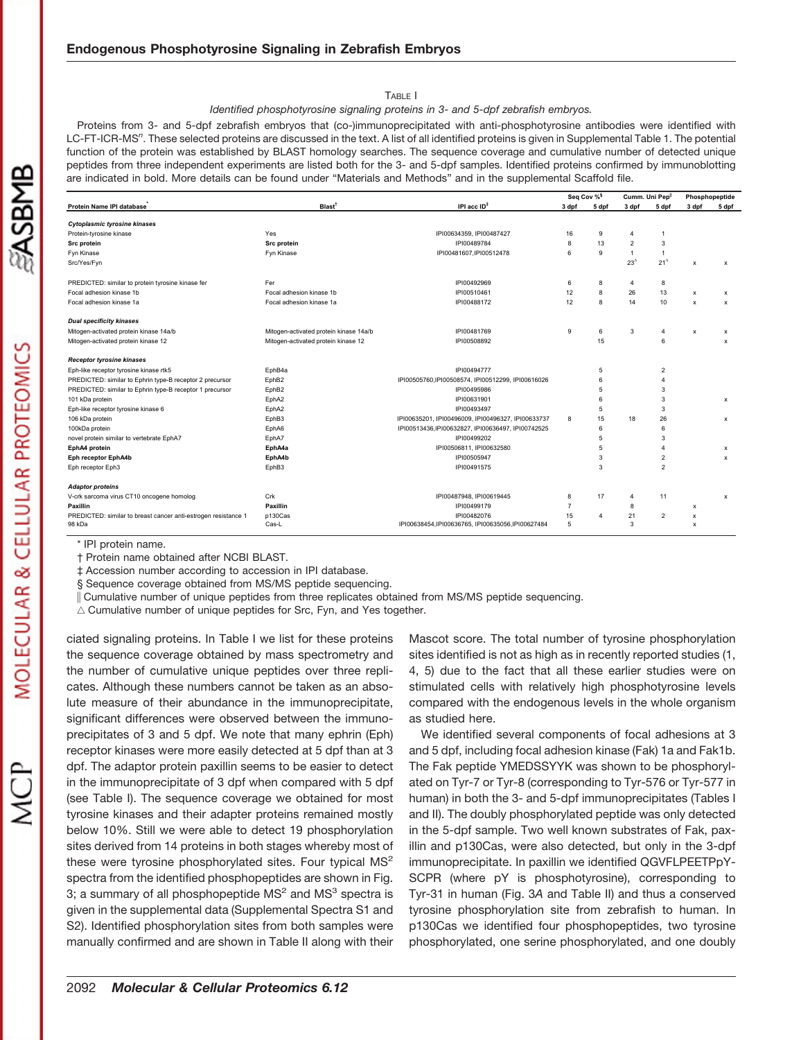TABLE I

*Identified phosphotyrosine signaling proteins in 3- and 5-dpf zebrafish embryos.*

Proteins from 3- and 5-dpf zebrafish embryos that (co-)immunoprecipitated with anti-phosphotyrosine antibodies were identified with LC-FT-ICR-$MS^n$. These selected proteins are discussed in the text. A list of all identified proteins is given in Supplemental Table 1. The potential function of the protein was established by BLAST homology searches. The sequence coverage and cumulative number of detected unique peptides from three independent experiments are listed both for the 3- and 5-dpf samples. Identified proteins confirmed by immunoblotting are indicated in bold. More details can be found under "Materials and Methods" and in the supplemental Scaffold file.

| Protein Name IPI database* | Blast† | IPI acc ID‡ | Seq Cov %§ | | Cumm. Uni Pep‖ | | Phosphopeptide | |
|---|---|---|---|---|---|---|---|---|
| | | | 3 dpf | 5 dpf | 3 dpf | 5 dpf | 3 dpf | 5 dpf |
| ***Cytoplasmic tyrosine kinases*** | | | | | | | | |
| Protein-tyrosine kinase | Yes | IPI00634359, IPI00487427 | 16 | 9 | 4 | 1 | | |
| **Src protein** | **Src protein** | IPI00489784 | 8 | 13 | 2 | 3 | | |
| Fyn Kinase | Fyn Kinase | IPI00481607,IPI00512478 | 6 | 9 | 1 | 1 | | |
| Src/Yes/Fyn | | | | | 23△ | 21△ | x | x |
| PREDICTED: similar to protein tyrosine kinase fer | Fer | IPI00492969 | 6 | 8 | 4 | 8 | | |
| Focal adhesion kinase 1b | Focal adhesion kinase 1b | IPI00510461 | 12 | 8 | 26 | 13 | x | x |
| Focal adhesion kinase 1a | Focal adhesion kinase 1a | IPI00488172 | 12 | 8 | 14 | 10 | x | x |
| ***Dual specificity kinases*** | | | | | | | | |
| Mitogen-activated protein kinase 14a/b | Mitogen-activated protein kinase 14a/b | IPI00481769 | 9 | 6 | 3 | 4 | x | x |
| Mitogen-activated protein kinase 12 | Mitogen-activated protein kinase 12 | IPI00508892 | | 15 | | 6 | | x |
| ***Receptor tyrosine kinases*** | | | | | | | | |
| Eph-like receptor tyrosine kinase rtk5 | EphB4a | IPI00494777 | | 5 | | 2 | | |
| PREDICTED: similar to Ephrin type-B receptor 2 precursor | EphB2 | IPI00505760,IPI00508574, IPI00512299, IPI00616026 | | 6 | | 4 | | |
| PREDICTED: similar to Ephrin type-B receptor 1 precursor | EphB2 | IPI00495986 | | 5 | | 3 | | |
| 101 kDa protein | EphA2 | IPI00631901 | | 6 | | 3 | | x |
| Eph-like receptor tyrosine kinase 6 | EphA2 | IPI00493497 | | 5 | | 3 | | |
| 106 kDa protein | EphB3 | IPI00635201, IPI00496009, IPI00496327, IPI00633737 | 8 | 15 | 18 | 26 | | x |
| 100kDa protein | EphA6 | IPI00513436,IPI00632827, IPI00636497, IPI00742525 | | 6 | | 6 | | |
| novel protein similar to vertebrate EphA7 | EphA7 | IPI00499202 | | 5 | | 3 | | |
| **EphA4 protein** | **EphA4a** | IPI00506811, IPI00632580 | | 5 | | 4 | | x |
| **Eph receptor EphA4b** | **EphA4b** | IPI00505947 | | 3 | | 2 | | x |
| Eph receptor Eph3 | EphB3 | IPI00491575 | | 3 | | 2 | | |
| ***Adaptor proteins*** | | | | | | | | |
| V-crk sarcoma virus CT10 oncogene homolog | Crk | IPI00487948, IPI00619445 | 8 | 17 | 4 | 11 | | x |
| **Paxillin** | **Paxillin** | IPI00499179 | 7 | | 8 | | x | |
| PREDICTED: similar to breast cancer anti-estrogen resistance 1 | p130Cas | IPI00482076 | 15 | 4 | 21 | 2 | x | |
| 98 kDa | Cas-L | IPI00638454,IPI00636765, IPI00635056,IPI00627484 | 5 | | 3 | | x | |

\* IPI protein name.

† Protein name obtained after NCBI BLAST.

‡ Accession number according to accession in IPI database.

§ Sequence coverage obtained from MS/MS peptide sequencing.

‖ Cumulative number of unique peptides from three replicates obtained from MS/MS peptide sequencing.

△ Cumulative number of unique peptides for Src, Fyn, and Yes together.

ciated signaling proteins. In Table I we list for these proteins the sequence coverage obtained by mass spectrometry and the number of cumulative unique peptides over three replicates. Although these numbers cannot be taken as an absolute measure of their abundance in the immunoprecipitate, significant differences were observed between the immunoprecipitates of 3 and 5 dpf. We note that many ephrin (Eph) receptor kinases were more easily detected at 5 dpf than at 3 dpf. The adaptor protein paxillin seems to be easier to detect in the immunoprecipitate of 3 dpf when compared with 5 dpf (see Table I). The sequence coverage we obtained for most tyrosine kinases and their adapter proteins remained mostly below 10%. Still we were able to detect 19 phosphorylation sites derived from 14 proteins in both stages whereby most of these were tyrosine phosphorylated sites. Four typical $MS^2$ spectra from the identified phosphopeptides are shown in Fig. 3; a summary of all phosphopeptide $MS^2$ and $MS^3$ spectra is given in the supplemental data (Supplemental Spectra S1 and S2). Identified phosphorylation sites from both samples were manually confirmed and are shown in Table II along with their Mascot score. The total number of tyrosine phosphorylation sites identified is not as high as in recently reported studies (1, 4, 5) due to the fact that all these earlier studies were on stimulated cells with relatively high phosphotyrosine levels compared with the endogenous levels in the whole organism as studied here.

We identified several components of focal adhesions at 3 and 5 dpf, including focal adhesion kinase (Fak) 1a and Fak1b. The Fak peptide YMEDSSYYK was shown to be phosphorylated on Tyr-7 or Tyr-8 (corresponding to Tyr-576 or Tyr-577 in human) in both the 3- and 5-dpf immunoprecipitates (Tables I and II). The doubly phosphorylated peptide was only detected in the 5-dpf sample. Two well known substrates of Fak, paxillin and p130Cas, were also detected, but only in the 3-dpf immunoprecipitate. In paxillin we identified QGVFLPEETPpY-SCPR (where pY is phosphotyrosine), corresponding to Tyr-31 in human (Fig. 3*A* and Table II) and thus a conserved tyrosine phosphorylation site from zebrafish to human. In p130Cas we identified four phosphopeptides, two tyrosine phosphorylated, one serine phosphorylated, and one doubly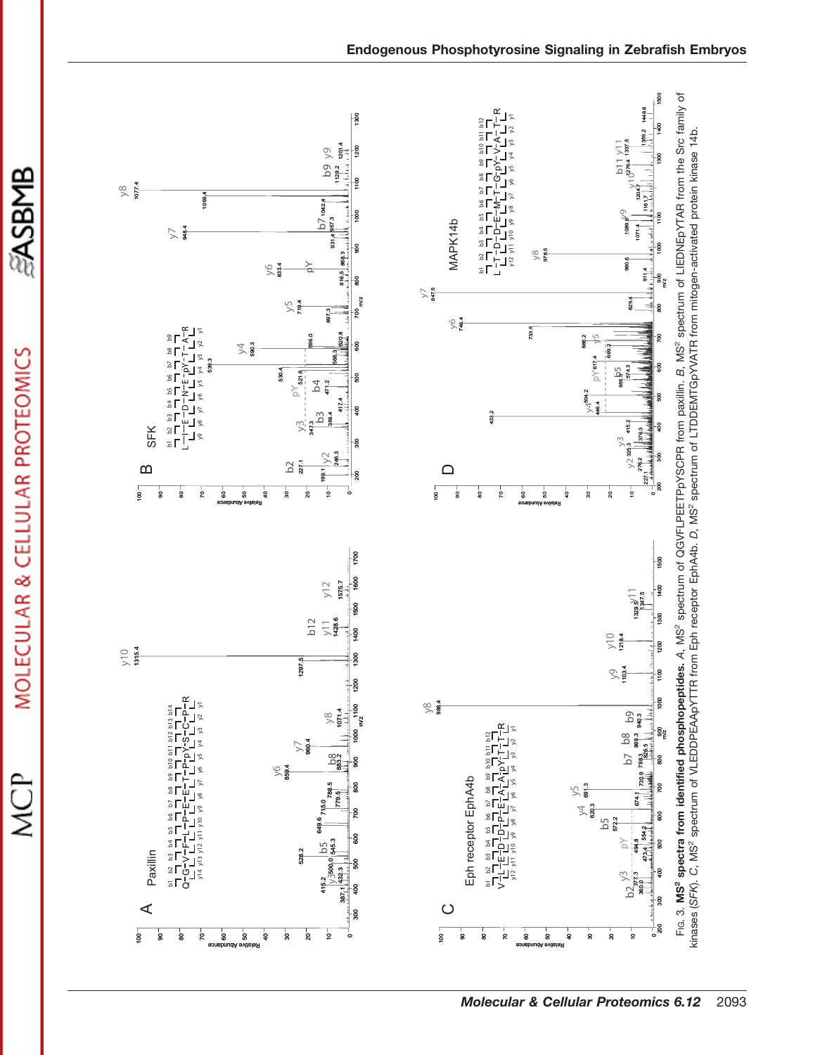Fig. 3. **MS² spectra from identified phosphopeptides.** *A*, MS² spectrum of QGVFLPEETPpYSCPR from paxillin. *B*, MS² spectrum of LIEDNEpYTAR from the Src family of kinases (*SFK*). *C*, MS² spectrum of VLEDDPEAApYTTR from Eph receptor EphA4b. *D*, MS² spectrum of LTDDEMTGpYVATR from mitogen-activated protein kinase 14b.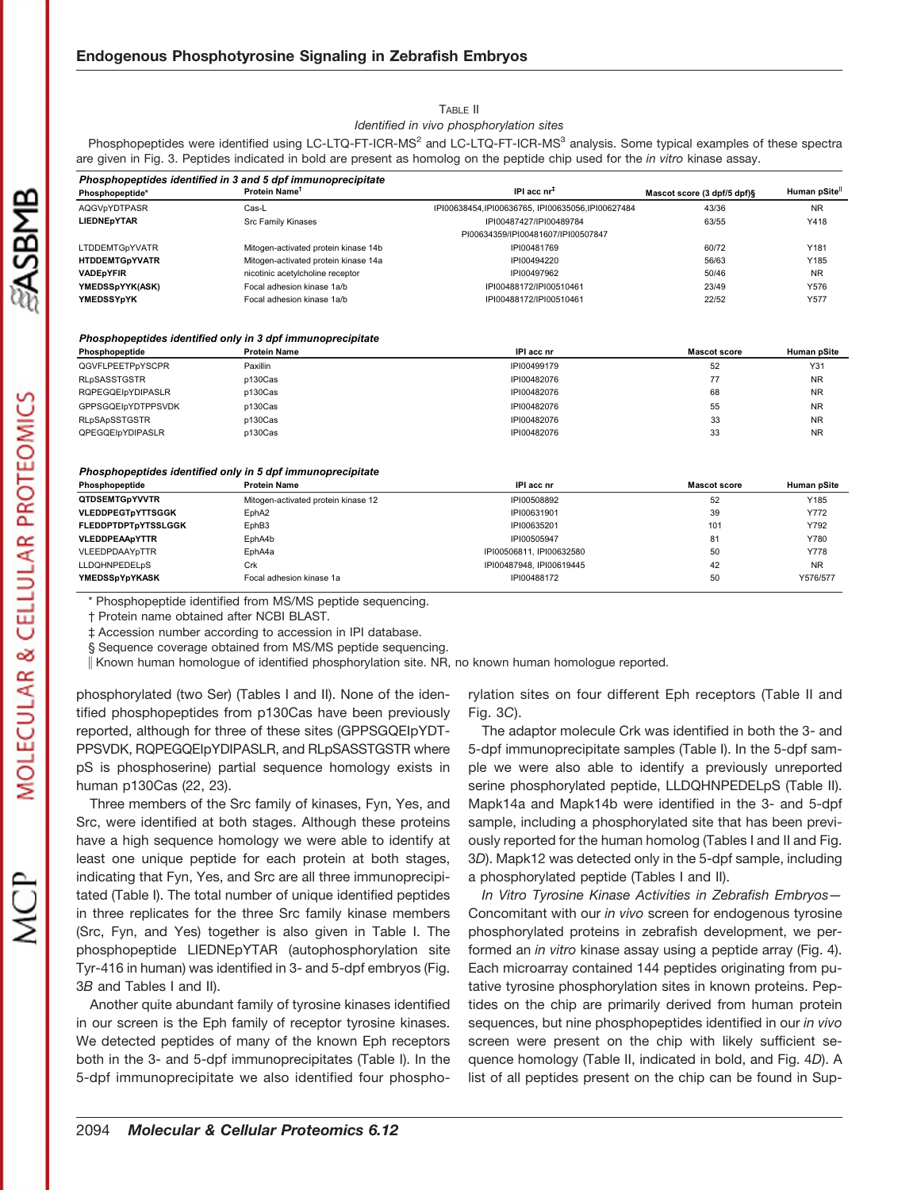TABLE II

*Identified in vivo phosphorylation sites*

Phosphopeptides were identified using LC-LTQ-FT-ICR-MS[2] and LC-LTQ-FT-ICR-MS[3] analysis. Some typical examples of these spectra are given in Fig. 3. Peptides indicated in bold are present as homolog on the peptide chip used for the *in vitro* kinase assay.

***Phosphopeptides identified in 3 and 5 dpf immunoprecipitate***

| Phosphopeptide* | Protein Name† | IPI acc nr‡ | Mascot score (3 dpf/5 dpf)§ | Human pSite‖ |
|---|---|---|---|---|
| AQGVpYDTPASR | Cas-L | IPI00638454,IPI00636765, IPI00635056,IPI00627484 | 43/36 | NR |
| **LIEDNEpYTAR** | Src Family Kinases | IPI00487427/IPI00489784 PI00634359/IPI00481607/IPI00507847 | 63/55 | Y418 |
| LTDDEMTGpYVATR | Mitogen-activated protein kinase 14b | IPI00481769 | 60/72 | Y181 |
| **HTDDEMTGpYVATR** | Mitogen-activated protein kinase 14a | IPI00494220 | 56/63 | Y185 |
| **VADEpYFIR** | nicotinic acetylcholine receptor | IPI00497962 | 50/46 | NR |
| **YMEDSSpYYK(ASK)** | Focal adhesion kinase 1a/b | IPI00488172/IPI00510461 | 23/49 | Y576 |
| **YMEDSSYpYK** | Focal adhesion kinase 1a/b | IPI00488172/IPI00510461 | 22/52 | Y577 |

***Phosphopeptides identified only in 3 dpf immunoprecipitate***

| Phosphopeptide | Protein Name | IPI acc nr | Mascot score | Human pSite |
|---|---|---|---|---|
| QGVFLPEETPpYSCPR | Paxillin | IPI00499179 | 52 | Y31 |
| RLpSASSTGSTR | p130Cas | IPI00482076 | 77 | NR |
| RQPEGQEIpYDIPASLR | p130Cas | IPI00482076 | 68 | NR |
| GPPSGQEIpYDTPPSVDK | p130Cas | IPI00482076 | 55 | NR |
| RLpSApSSTGSTR | p130Cas | IPI00482076 | 33 | NR |
| QPEGQEIpYDIPASLR | p130Cas | IPI00482076 | 33 | NR |

***Phosphopeptides identified only in 5 dpf immunoprecipitate***

| Phosphopeptide | Protein Name | IPI acc nr | Mascot score | Human pSite |
|---|---|---|---|---|
| **QTDSEMTGpYVVTR** | Mitogen-activated protein kinase 12 | IPI00508892 | 52 | Y185 |
| **VLEDDPEGTpYTTSGGK** | EphA2 | IPI00631901 | 39 | Y772 |
| **FLEDDPTDPTpYTSSLGGK** | EphB3 | IPI00635201 | 101 | Y792 |
| **VLEDDPEAApYTTR** | EphA4b | IPI00505947 | 81 | Y780 |
| VLEEDPDAAYpTTR | EphA4a | IPI00506811, IPI00632580 | 50 | Y778 |
| LLDQHNPEDELpS | Crk | IPI00487948, IPI00619445 | 42 | NR |
| **YMEDSSpYpYKASK** | Focal adhesion kinase 1a | IPI00488172 | 50 | Y576/577 |

\* Phosphopeptide identified from MS/MS peptide sequencing.

† Protein name obtained after NCBI BLAST.

‡ Accession number according to accession in IPI database.

§ Sequence coverage obtained from MS/MS peptide sequencing.

‖ Known human homologue of identified phosphorylation site. NR, no known human homologue reported.

phosphorylated (two Ser) (Tables I and II). None of the identified phosphopeptides from p130Cas have been previously reported, although for three of these sites (GPPSGQEIpYDTPPSVDK, RQPEGQEIpYDIPASLR, and RLpSASSTGSTR where pS is phosphoserine) partial sequence homology exists in human p130Cas (22, 23).

Three members of the Src family of kinases, Fyn, Yes, and Src, were identified at both stages. Although these proteins have a high sequence homology we were able to identify at least one unique peptide for each protein at both stages, indicating that Fyn, Yes, and Src are all three immunoprecipitated (Table I). The total number of unique identified peptides in three replicates for the three Src family kinase members (Src, Fyn, and Yes) together is also given in Table I. The phosphopeptide LIEDNEpYTAR (autophosphorylation site Tyr-416 in human) was identified in 3- and 5-dpf embryos (Fig. 3*B* and Tables I and II).

Another quite abundant family of tyrosine kinases identified in our screen is the Eph family of receptor tyrosine kinases. We detected peptides of many of the known Eph receptors both in the 3- and 5-dpf immunoprecipitates (Table I). In the 5-dpf immunoprecipitate we also identified four phosphorylation sites on four different Eph receptors (Table II and Fig. 3*C*).

The adaptor molecule Crk was identified in both the 3- and 5-dpf immunoprecipitate samples (Table I). In the 5-dpf sample we were also able to identify a previously unreported serine phosphorylated peptide, LLDQHNPEDELpS (Table II). Mapk14a and Mapk14b were identified in the 3- and 5-dpf sample, including a phosphorylated site that has been previously reported for the human homolog (Tables I and II and Fig. 3*D*). Mapk12 was detected only in the 5-dpf sample, including a phosphorylated peptide (Tables I and II).

*In Vitro Tyrosine Kinase Activities in Zebrafish Embryos*—Concomitant with our *in vivo* screen for endogenous tyrosine phosphorylated proteins in zebrafish development, we performed an *in vitro* kinase assay using a peptide array (Fig. 4). Each microarray contained 144 peptides originating from putative tyrosine phosphorylation sites in known proteins. Peptides on the chip are primarily derived from human protein sequences, but nine phosphopeptides identified in our *in vivo* screen were present on the chip with likely sufficient sequence homology (Table II, indicated in bold, and Fig. 4*D*). A list of all peptides present on the chip can be found in Sup-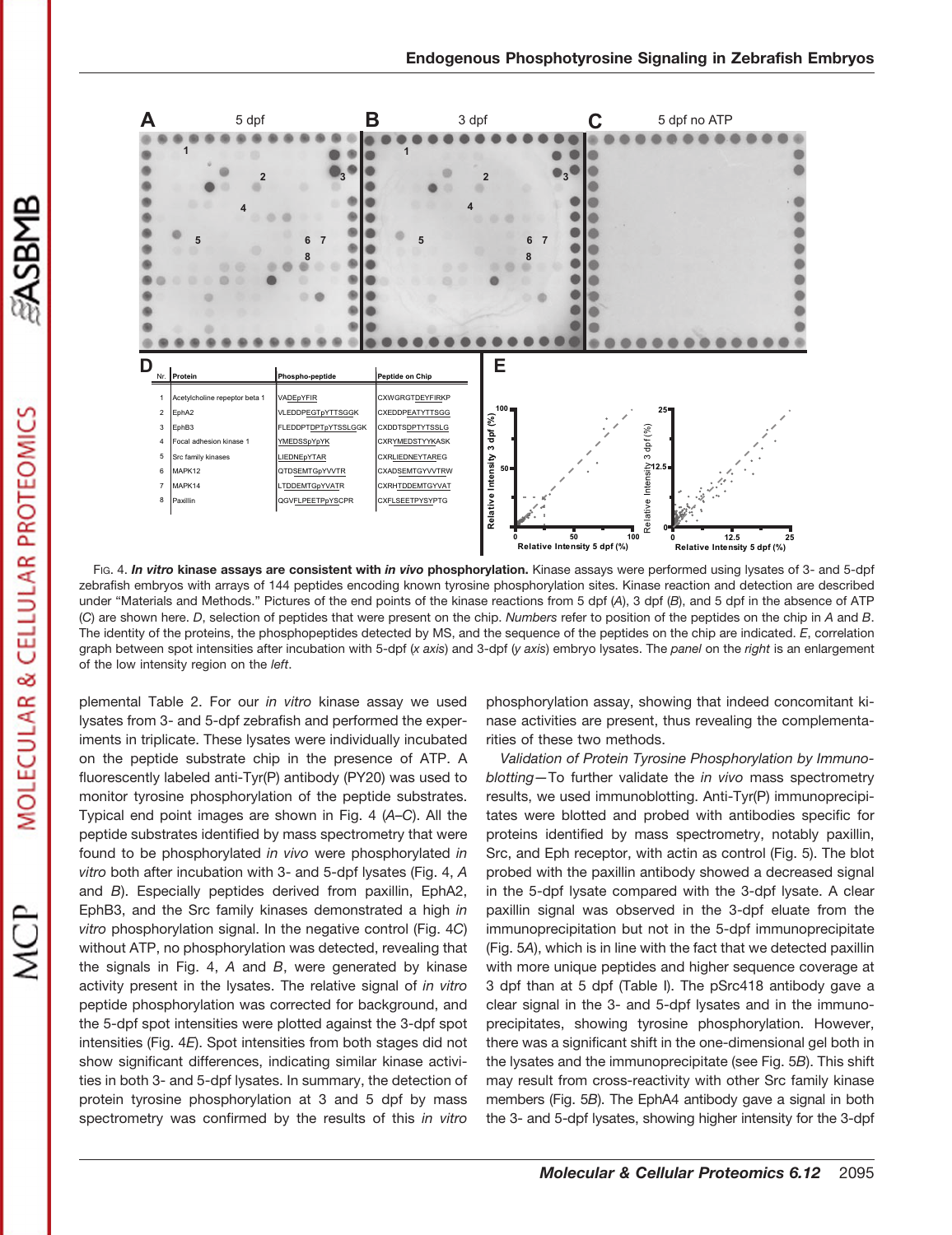| Nr. | Protein | Phospho-peptide | Peptide on Chip |
|---|---|---|---|
| 1 | Acetylcholine repeptor beta 1 | VADEpYFIR | CXWGRGTDEYFIRKP |
| 2 | EphA2 | VLEDDPEGTpYTTSGGK | CXEDDPEATYTTSGG |
| 3 | EphB3 | FLEDDPTDPTpYTSSLGGK | CXDDTSDPTYTSSLG |
| 4 | Focal adhesion kinase 1 | YMEDSSpYpYK | CXRYMEDSTYYKASK |
| 5 | Src family kinases | LIEDNEpYTAR | CXRLIEDNEYTAREG |
| 6 | MAPK12 | QTDSEMTGpYVVTR | CXADSEMTGYVVTRW |
| 7 | MAPK14 | LTDDEMTGpYVATR | CXRHTDDEMTGYVAT |
| 8 | Paxillin | QGVFLPEETPpYSCPR | CXFLSEETPYSYPTG |

FIG. 4. ***In vitro* kinase assays are consistent with *in vivo* phosphorylation.** Kinase assays were performed using lysates of 3- and 5-dpf zebrafish embryos with arrays of 144 peptides encoding known tyrosine phosphorylation sites. Kinase reaction and detection are described under "Materials and Methods." Pictures of the end points of the kinase reactions from 5 dpf (*A*), 3 dpf (*B*), and 5 dpf in the absence of ATP (*C*) are shown here. *D*, selection of peptides that were present on the chip. *Numbers* refer to position of the peptides on the chip in *A* and *B*. The identity of the proteins, the phosphopeptides detected by MS, and the sequence of the peptides on the chip are indicated. *E*, correlation graph between spot intensities after incubation with 5-dpf (*x axis*) and 3-dpf (*y axis*) embryo lysates. The *panel* on the *right* is an enlargement of the low intensity region on the *left*.

plemental Table 2. For our *in vitro* kinase assay we used lysates from 3- and 5-dpf zebrafish and performed the experiments in triplicate. These lysates were individually incubated on the peptide substrate chip in the presence of ATP. A fluorescently labeled anti-Tyr(P) antibody (PY20) was used to monitor tyrosine phosphorylation of the peptide substrates. Typical end point images are shown in Fig. 4 (*A*–*C*). All the peptide substrates identified by mass spectrometry that were found to be phosphorylated *in vivo* were phosphorylated *in vitro* both after incubation with 3- and 5-dpf lysates (Fig. 4, *A* and *B*). Especially peptides derived from paxillin, EphA2, EphB3, and the Src family kinases demonstrated a high *in vitro* phosphorylation signal. In the negative control (Fig. 4*C*) without ATP, no phosphorylation was detected, revealing that the signals in Fig. 4, *A* and *B*, were generated by kinase activity present in the lysates. The relative signal of *in vitro* peptide phosphorylation was corrected for background, and the 5-dpf spot intensities were plotted against the 3-dpf spot intensities (Fig. 4*E*). Spot intensities from both stages did not show significant differences, indicating similar kinase activities in both 3- and 5-dpf lysates. In summary, the detection of protein tyrosine phosphorylation at 3 and 5 dpf by mass spectrometry was confirmed by the results of this *in vitro* phosphorylation assay, showing that indeed concomitant kinase activities are present, thus revealing the complementarities of these two methods.

*Validation of Protein Tyrosine Phosphorylation by Immunoblotting*—To further validate the *in vivo* mass spectrometry results, we used immunoblotting. Anti-Tyr(P) immunoprecipitates were blotted and probed with antibodies specific for proteins identified by mass spectrometry, notably paxillin, Src, and Eph receptor, with actin as control (Fig. 5). The blot probed with the paxillin antibody showed a decreased signal in the 5-dpf lysate compared with the 3-dpf lysate. A clear paxillin signal was observed in the 3-dpf eluate from the immunoprecipitation but not in the 5-dpf immunoprecipitate (Fig. 5*A*), which is in line with the fact that we detected paxillin with more unique peptides and higher sequence coverage at 3 dpf than at 5 dpf (Table I). The pSrc418 antibody gave a clear signal in the 3- and 5-dpf lysates and in the immunoprecipitates, showing tyrosine phosphorylation. However, there was a significant shift in the one-dimensional gel both in the lysates and the immunoprecipitate (see Fig. 5*B*). This shift may result from cross-reactivity with other Src family kinase members (Fig. 5*B*). The EphA4 antibody gave a signal in both the 3- and 5-dpf lysates, showing higher intensity for the 3-dpf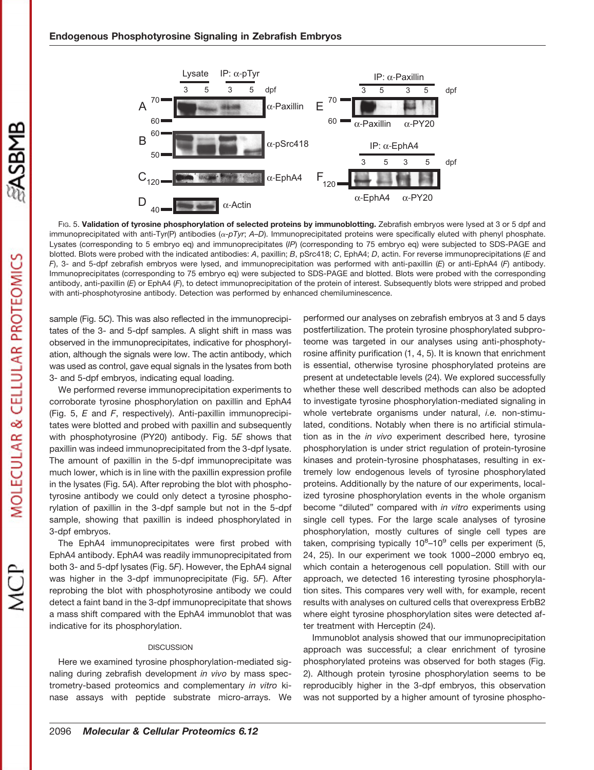FIG. 5. **Validation of tyrosine phosphorylation of selected proteins by immunoblotting.** Zebrafish embryos were lysed at 3 or 5 dpf and immunoprecipitated with anti-Tyr(P) antibodies (*α-pTyr*; *A–D*). Immunoprecipitated proteins were specifically eluted with phenyl phosphate. Lysates (corresponding to 5 embryo eq) and immunoprecipitates (*IP*) (corresponding to 75 embryo eq) were subjected to SDS-PAGE and blotted. Blots were probed with the indicated antibodies: *A*, paxillin; *B*, pSrc418; *C*, EphA4; *D*, actin. For reverse immunoprecipitations (*E* and *F*), 3- and 5-dpf zebrafish embryos were lysed, and immunoprecipitation was performed with anti-paxillin (*E*) or anti-EphA4 (*F*) antibody. Immunoprecipitates (corresponding to 75 embryo eq) were subjected to SDS-PAGE and blotted. Blots were probed with the corresponding antibody, anti-paxillin (*E*) or EphA4 (*F*), to detect immunoprecipitation of the protein of interest. Subsequently blots were stripped and probed with anti-phosphotyrosine antibody. Detection was performed by enhanced chemiluminescence.

sample (Fig. 5*C*). This was also reflected in the immunoprecipitates of the 3- and 5-dpf samples. A slight shift in mass was observed in the immunoprecipitates, indicative for phosphorylation, although the signals were low. The actin antibody, which was used as control, gave equal signals in the lysates from both 3- and 5-dpf embryos, indicating equal loading.

We performed reverse immunoprecipitation experiments to corroborate tyrosine phosphorylation on paxillin and EphA4 (Fig. 5, *E* and *F*, respectively). Anti-paxillin immunoprecipitates were blotted and probed with paxillin and subsequently with phosphotyrosine (PY20) antibody. Fig. 5*E* shows that paxillin was indeed immunoprecipitated from the 3-dpf lysate. The amount of paxillin in the 5-dpf immunoprecipitate was much lower, which is in line with the paxillin expression profile in the lysates (Fig. 5*A*). After reprobing the blot with phosphotyrosine antibody we could only detect a tyrosine phosphorylation of paxillin in the 3-dpf sample but not in the 5-dpf sample, showing that paxillin is indeed phosphorylated in 3-dpf embryos.

The EphA4 immunoprecipitates were first probed with EphA4 antibody. EphA4 was readily immunoprecipitated from both 3- and 5-dpf lysates (Fig. 5*F*). However, the EphA4 signal was higher in the 3-dpf immunoprecipitate (Fig. 5*F*). After reprobing the blot with phosphotyrosine antibody we could detect a faint band in the 3-dpf immunoprecipitate that shows a mass shift compared with the EphA4 immunoblot that was indicative for its phosphorylation.

## DISCUSSION

Here we examined tyrosine phosphorylation-mediated signaling during zebrafish development *in vivo* by mass spectrometry-based proteomics and complementary *in vitro* kinase assays with peptide substrate micro-arrays. We performed our analyses on zebrafish embryos at 3 and 5 days postfertilization. The protein tyrosine phosphorylated subproteome was targeted in our analyses using anti-phosphotyrosine affinity purification (1, 4, 5). It is known that enrichment is essential, otherwise tyrosine phosphorylated proteins are present at undetectable levels (24). We explored successfully whether these well described methods can also be adopted to investigate tyrosine phosphorylation-mediated signaling in whole vertebrate organisms under natural, *i.e.* non-stimulated, conditions. Notably when there is no artificial stimulation as in the *in vivo* experiment described here, tyrosine phosphorylation is under strict regulation of protein-tyrosine kinases and protein-tyrosine phosphatases, resulting in extremely low endogenous levels of tyrosine phosphorylated proteins. Additionally by the nature of our experiments, localized tyrosine phosphorylation events in the whole organism become "diluted" compared with *in vitro* experiments using single cell types. For the large scale analyses of tyrosine phosphorylation, mostly cultures of single cell types are taken, comprising typically $10^8$–$10^9$ cells per experiment (5, 24, 25). In our experiment we took 1000–2000 embryo eq, which contain a heterogenous cell population. Still with our approach, we detected 16 interesting tyrosine phosphorylation sites. This compares very well with, for example, recent results with analyses on cultured cells that overexpress ErbB2 where eight tyrosine phosphorylation sites were detected after treatment with Herceptin (24).

Immunoblot analysis showed that our immunoprecipitation approach was successful; a clear enrichment of tyrosine phosphorylated proteins was observed for both stages (Fig. 2). Although protein tyrosine phosphorylation seems to be reproducibly higher in the 3-dpf embryos, this observation was not supported by a higher amount of tyrosine phospho-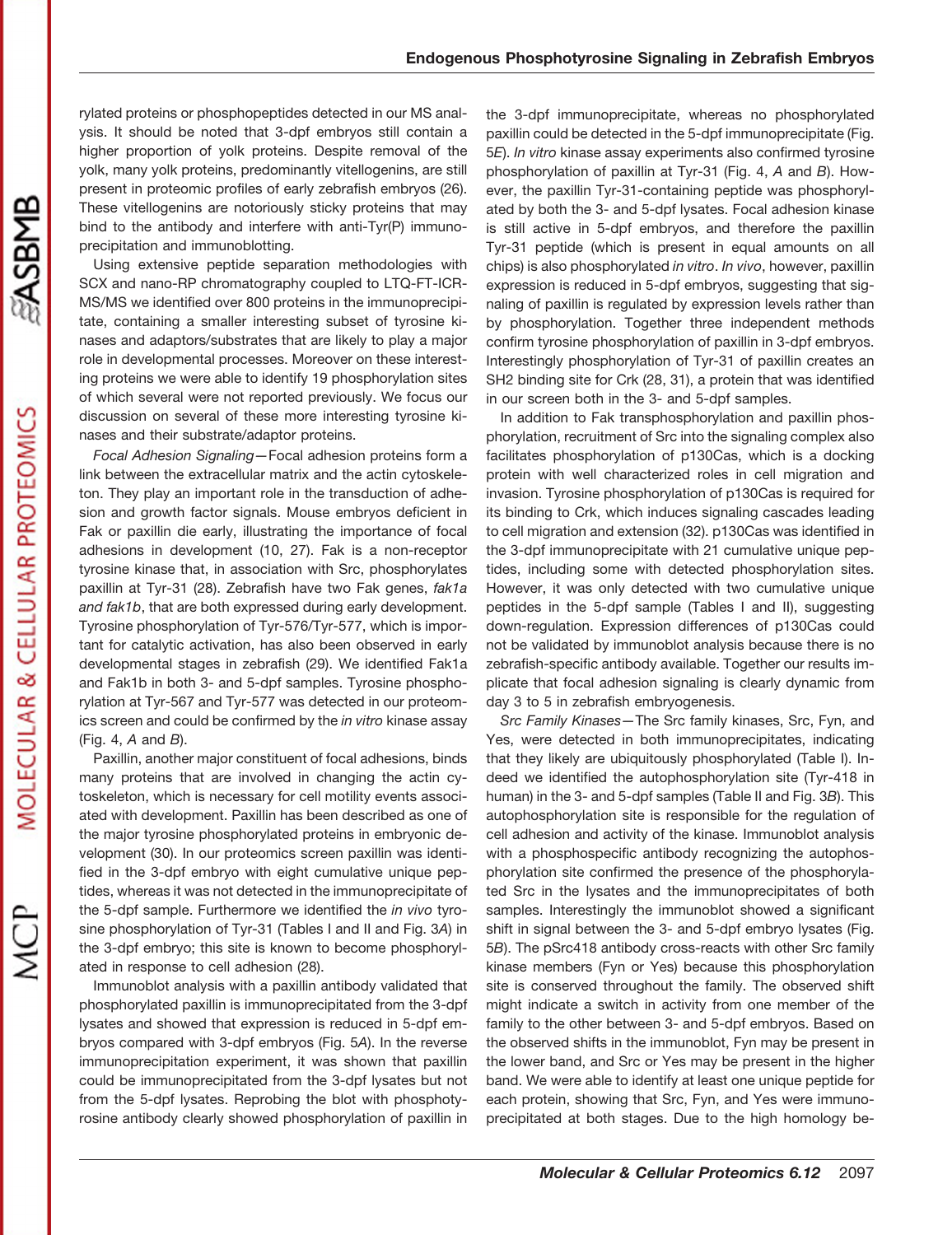rylated proteins or phosphopeptides detected in our MS analysis. It should be noted that 3-dpf embryos still contain a higher proportion of yolk proteins. Despite removal of the yolk, many yolk proteins, predominantly vitellogenins, are still present in proteomic profiles of early zebrafish embryos (26). These vitellogenins are notoriously sticky proteins that may bind to the antibody and interfere with anti-Tyr(P) immunoprecipitation and immunoblotting.

Using extensive peptide separation methodologies with SCX and nano-RP chromatography coupled to LTQ-FT-ICR-MS/MS we identified over 800 proteins in the immunoprecipitate, containing a smaller interesting subset of tyrosine kinases and adaptors/substrates that are likely to play a major role in developmental processes. Moreover on these interesting proteins we were able to identify 19 phosphorylation sites of which several were not reported previously. We focus our discussion on several of these more interesting tyrosine kinases and their substrate/adaptor proteins.

*Focal Adhesion Signaling*—Focal adhesion proteins form a link between the extracellular matrix and the actin cytoskeleton. They play an important role in the transduction of adhesion and growth factor signals. Mouse embryos deficient in Fak or paxillin die early, illustrating the importance of focal adhesions in development (10, 27). Fak is a non-receptor tyrosine kinase that, in association with Src, phosphorylates paxillin at Tyr-31 (28). Zebrafish have two Fak genes, *fak1a and fak1b*, that are both expressed during early development. Tyrosine phosphorylation of Tyr-576/Tyr-577, which is important for catalytic activation, has also been observed in early developmental stages in zebrafish (29). We identified Fak1a and Fak1b in both 3- and 5-dpf samples. Tyrosine phosphorylation at Tyr-567 and Tyr-577 was detected in our proteomics screen and could be confirmed by the *in vitro* kinase assay (Fig. 4, *A* and *B*).

Paxillin, another major constituent of focal adhesions, binds many proteins that are involved in changing the actin cytoskeleton, which is necessary for cell motility events associated with development. Paxillin has been described as one of the major tyrosine phosphorylated proteins in embryonic development (30). In our proteomics screen paxillin was identified in the 3-dpf embryo with eight cumulative unique peptides, whereas it was not detected in the immunoprecipitate of the 5-dpf sample. Furthermore we identified the *in vivo* tyrosine phosphorylation of Tyr-31 (Tables I and II and Fig. 3*A*) in the 3-dpf embryo; this site is known to become phosphorylated in response to cell adhesion (28).

Immunoblot analysis with a paxillin antibody validated that phosphorylated paxillin is immunoprecipitated from the 3-dpf lysates and showed that expression is reduced in 5-dpf embryos compared with 3-dpf embryos (Fig. 5*A*). In the reverse immunoprecipitation experiment, it was shown that paxillin could be immunoprecipitated from the 3-dpf lysates but not from the 5-dpf lysates. Reprobing the blot with phosphotyrosine antibody clearly showed phosphorylation of paxillin in the 3-dpf immunoprecipitate, whereas no phosphorylated paxillin could be detected in the 5-dpf immunoprecipitate (Fig. 5*E*). *In vitro* kinase assay experiments also confirmed tyrosine phosphorylation of paxillin at Tyr-31 (Fig. 4, *A* and *B*). However, the paxillin Tyr-31-containing peptide was phosphorylated by both the 3- and 5-dpf lysates. Focal adhesion kinase is still active in 5-dpf embryos, and therefore the paxillin Tyr-31 peptide (which is present in equal amounts on all chips) is also phosphorylated *in vitro*. *In vivo*, however, paxillin expression is reduced in 5-dpf embryos, suggesting that signaling of paxillin is regulated by expression levels rather than by phosphorylation. Together three independent methods confirm tyrosine phosphorylation of paxillin in 3-dpf embryos. Interestingly phosphorylation of Tyr-31 of paxillin creates an SH2 binding site for Crk (28, 31), a protein that was identified in our screen both in the 3- and 5-dpf samples.

In addition to Fak transphosphorylation and paxillin phosphorylation, recruitment of Src into the signaling complex also facilitates phosphorylation of p130Cas, which is a docking protein with well characterized roles in cell migration and invasion. Tyrosine phosphorylation of p130Cas is required for its binding to Crk, which induces signaling cascades leading to cell migration and extension (32). p130Cas was identified in the 3-dpf immunoprecipitate with 21 cumulative unique peptides, including some with detected phosphorylation sites. However, it was only detected with two cumulative unique peptides in the 5-dpf sample (Tables I and II), suggesting down-regulation. Expression differences of p130Cas could not be validated by immunoblot analysis because there is no zebrafish-specific antibody available. Together our results implicate that focal adhesion signaling is clearly dynamic from day 3 to 5 in zebrafish embryogenesis.

*Src Family Kinases*—The Src family kinases, Src, Fyn, and Yes, were detected in both immunoprecipitates, indicating that they likely are ubiquitously phosphorylated (Table I). Indeed we identified the autophosphorylation site (Tyr-418 in human) in the 3- and 5-dpf samples (Table II and Fig. 3*B*). This autophosphorylation site is responsible for the regulation of cell adhesion and activity of the kinase. Immunoblot analysis with a phosphospecific antibody recognizing the autophosphorylation site confirmed the presence of the phosphorylated Src in the lysates and the immunoprecipitates of both samples. Interestingly the immunoblot showed a significant shift in signal between the 3- and 5-dpf embryo lysates (Fig. 5*B*). The pSrc418 antibody cross-reacts with other Src family kinase members (Fyn or Yes) because this phosphorylation site is conserved throughout the family. The observed shift might indicate a switch in activity from one member of the family to the other between 3- and 5-dpf embryos. Based on the observed shifts in the immunoblot, Fyn may be present in the lower band, and Src or Yes may be present in the higher band. We were able to identify at least one unique peptide for each protein, showing that Src, Fyn, and Yes were immunoprecipitated at both stages. Due to the high homology be-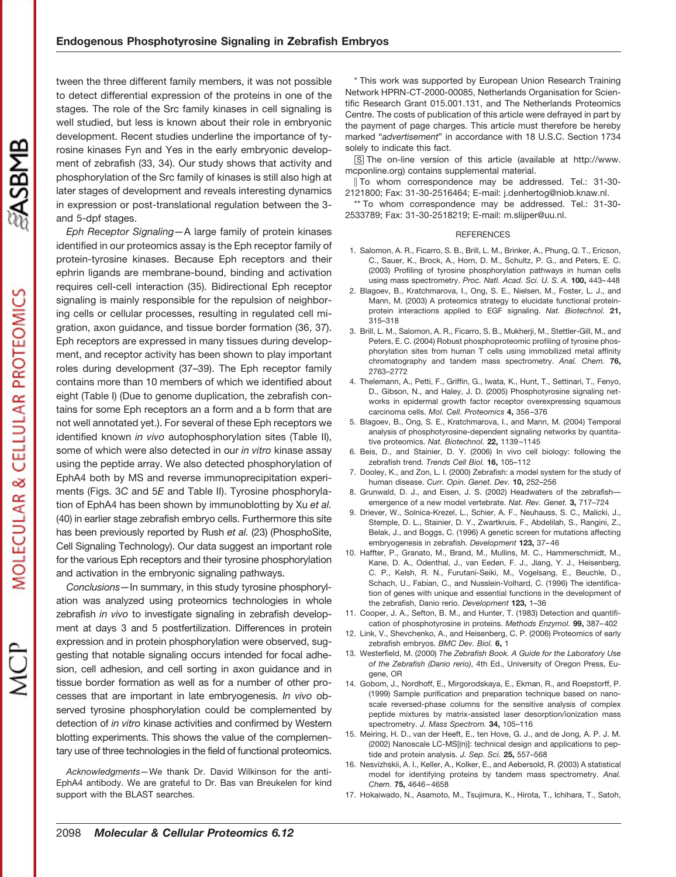tween the three different family members, it was not possible to detect differential expression of the proteins in one of the stages. The role of the Src family kinases in cell signaling is well studied, but less is known about their role in embryonic development. Recent studies underline the importance of tyrosine kinases Fyn and Yes in the early embryonic development of zebrafish (33, 34). Our study shows that activity and phosphorylation of the Src family of kinases is still also high at later stages of development and reveals interesting dynamics in expression or post-translational regulation between the 3- and 5-dpf stages.

*Eph Receptor Signaling*—A large family of protein kinases identified in our proteomics assay is the Eph receptor family of protein-tyrosine kinases. Because Eph receptors and their ephrin ligands are membrane-bound, binding and activation requires cell-cell interaction (35). Bidirectional Eph receptor signaling is mainly responsible for the repulsion of neighboring cells or cellular processes, resulting in regulated cell migration, axon guidance, and tissue border formation (36, 37). Eph receptors are expressed in many tissues during development, and receptor activity has been shown to play important roles during development (37–39). The Eph receptor family contains more than 10 members of which we identified about eight (Table I) (Due to genome duplication, the zebrafish contains for some Eph receptors an a form and a b form that are not well annotated yet.). For several of these Eph receptors we identified known *in vivo* autophosphorylation sites (Table II), some of which were also detected in our *in vitro* kinase assay using the peptide array. We also detected phosphorylation of EphA4 both by MS and reverse immunoprecipitation experiments (Figs. 3C and 5E and Table II). Tyrosine phosphorylation of EphA4 has been shown by immunoblotting by Xu *et al.* (40) in earlier stage zebrafish embryo cells. Furthermore this site has been previously reported by Rush *et al.* (23) (PhosphoSite, Cell Signaling Technology). Our data suggest an important role for the various Eph receptors and their tyrosine phosphorylation and activation in the embryonic signaling pathways.

*Conclusions*—In summary, in this study tyrosine phosphorylation was analyzed using proteomics technologies in whole zebrafish *in vivo* to investigate signaling in zebrafish development at days 3 and 5 postfertilization. Differences in protein expression and in protein phosphorylation were observed, suggesting that notable signaling occurs intended for focal adhesion, cell adhesion, and cell sorting in axon guidance and in tissue border formation as well as for a number of other processes that are important in late embryogenesis. *In vivo* observed tyrosine phosphorylation could be complemented by detection of *in vitro* kinase activities and confirmed by Western blotting experiments. This shows the value of the complementary use of three technologies in the field of functional proteomics.

*Acknowledgments*—We thank Dr. David Wilkinson for the anti-EphA4 antibody. We are grateful to Dr. Bas van Breukelen for kind support with the BLAST searches.

\* This work was supported by European Union Research Training Network HPRN-CT-2000-00085, Netherlands Organisation for Scientific Research Grant 015.001.131, and The Netherlands Proteomics Centre. The costs of publication of this article were defrayed in part by the payment of page charges. This article must therefore be hereby marked "*advertisement*" in accordance with 18 U.S.C. Section 1734 solely to indicate this fact.

[S] The on-line version of this article (available at http://www.mcponline.org) contains supplemental material.

‖ To whom correspondence may be addressed. Tel.: 31-30-2121800; Fax: 31-30-2516464; E-mail: j.denhertog@niob.knaw.nl.

\*\* To whom correspondence may be addressed. Tel.: 31-30-2533789; Fax: 31-30-2518219; E-mail: m.slijper@uu.nl.

## REFERENCES

1. Salomon, A. R., Ficarro, S. B., Brill, L. M., Brinker, A., Phung, Q. T., Ericson, C., Sauer, K., Brock, A., Horn, D. M., Schultz, P. G., and Peters, E. C. (2003) Profiling of tyrosine phosphorylation pathways in human cells using mass spectrometry. *Proc. Natl. Acad. Sci. U. S. A.* **100,** 443–448
2. Blagoev, B., Kratchmarova, I., Ong, S. E., Nielsen, M., Foster, L. J., and Mann, M. (2003) A proteomics strategy to elucidate functional protein-protein interactions applied to EGF signaling. *Nat. Biotechnol.* **21,** 315–318
3. Brill, L. M., Salomon, A. R., Ficarro, S. B., Mukherji, M., Stettler-Gill, M., and Peters, E. C. (2004) Robust phosphoproteomic profiling of tyrosine phosphorylation sites from human T cells using immobilized metal affinity chromatography and tandem mass spectrometry. *Anal. Chem.* **76,** 2763–2772
4. Thelemann, A., Petti, F., Griffin, G., Iwata, K., Hunt, T., Settinari, T., Fenyo, D., Gibson, N., and Haley, J. D. (2005) Phosphotyrosine signaling networks in epidermal growth factor receptor overexpressing squamous carcinoma cells. *Mol. Cell. Proteomics* **4,** 356–376
5. Blagoev, B., Ong, S. E., Kratchmarova, I., and Mann, M. (2004) Temporal analysis of phosphotyrosine-dependent signaling networks by quantitative proteomics. *Nat. Biotechnol.* **22,** 1139–1145
6. Beis, D., and Stainier, D. Y. (2006) In vivo cell biology: following the zebrafish trend. *Trends Cell Biol.* **16,** 105–112
7. Dooley, K., and Zon, L. I. (2000) Zebrafish: a model system for the study of human disease. *Curr. Opin. Genet. Dev.* **10,** 252–256
8. Grunwald, D. J., and Eisen, J. S. (2002) Headwaters of the zebrafish—emergence of a new model vertebrate. *Nat. Rev. Genet.* **3,** 717–724
9. Driever, W., Solnica-Krezel, L., Schier, A. F., Neuhauss, S. C., Malicki, J., Stemple, D. L., Stainier, D. Y., Zwartkruis, F., Abdelilah, S., Rangini, Z., Belak, J., and Boggs, C. (1996) A genetic screen for mutations affecting embryogenesis in zebrafish. *Development* **123,** 37–46
10. Haffter, P., Granato, M., Brand, M., Mullins, M. C., Hammerschmidt, M., Kane, D. A., Odenthal, J., van Eeden, F. J., Jiang, Y. J., Heisenberg, C. P., Kelsh, R. N., Furutani-Seiki, M., Vogelsang, E., Beuchle, D., Schach, U., Fabian, C., and Nusslein-Volhard, C. (1996) The identification of genes with unique and essential functions in the development of the zebrafish, Danio rerio. *Development* **123,** 1–36
11. Cooper, J. A., Sefton, B. M., and Hunter, T. (1983) Detection and quantification of phosphotyrosine in proteins. *Methods Enzymol.* **99,** 387–402
12. Link, V., Shevchenko, A., and Heisenberg, C. P. (2006) Proteomics of early zebrafish embryos. *BMC Dev. Biol.* **6,** 1
13. Westerfield, M. (2000) *The Zebrafish Book. A Guide for the Laboratory Use of the Zebrafish (Danio rerio)*, 4th Ed., University of Oregon Press, Eugene, OR
14. Gobom, J., Nordhoff, E., Mirgorodskaya, E., Ekman, R., and Roepstorff, P. (1999) Sample purification and preparation technique based on nano-scale reversed-phase columns for the sensitive analysis of complex peptide mixtures by matrix-assisted laser desorption/ionization mass spectrometry. *J. Mass Spectrom.* **34,** 105–116
15. Meiring, H. D., van der Heeft, E., ten Hove, G. J., and de Jong, A. P. J. M. (2002) Nanoscale LC-MS[(n)]: technical design and applications to peptide and protein analysis. *J. Sep. Sci.* **25,** 557–568
16. Nesvizhskii, A. I., Keller, A., Kolker, E., and Aebersold, R. (2003) A statistical model for identifying proteins by tandem mass spectrometry. *Anal. Chem.* **75,** 4646–4658
17. Hokaiwado, N., Asamoto, M., Tsujimura, K., Hirota, T., Ichihara, T., Satoh,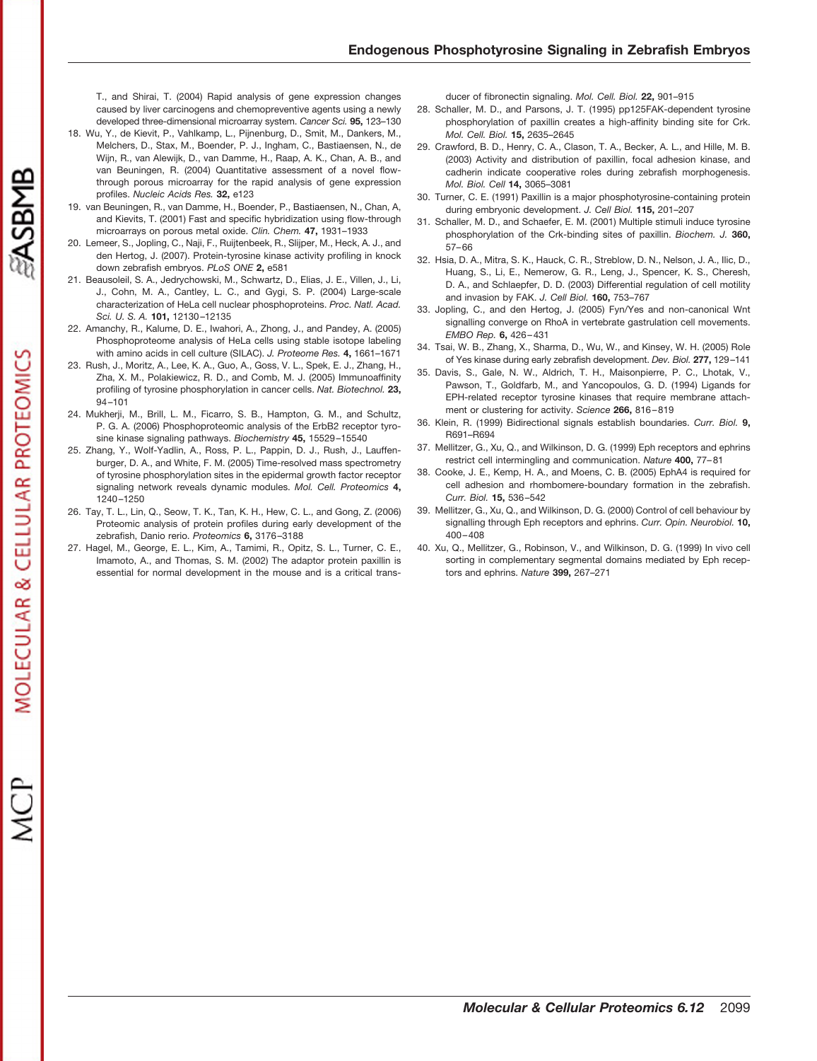T., and Shirai, T. (2004) Rapid analysis of gene expression changes caused by liver carcinogens and chemopreventive agents using a newly developed three-dimensional microarray system. *Cancer Sci.* **95,** 123–130

18. Wu, Y., de Kievit, P., Vahlkamp, L., Pijnenburg, D., Smit, M., Dankers, M., Melchers, D., Stax, M., Boender, P. J., Ingham, C., Bastiaensen, N., de Wijn, R., van Alewijk, D., van Damme, H., Raap, A. K., Chan, A. B., and van Beuningen, R. (2004) Quantitative assessment of a novel flow-through porous microarray for the rapid analysis of gene expression profiles. *Nucleic Acids Res.* **32,** e123
19. van Beuningen, R., van Damme, H., Boender, P., Bastiaensen, N., Chan, A, and Kievits, T. (2001) Fast and specific hybridization using flow-through microarrays on porous metal oxide. *Clin. Chem.* **47,** 1931–1933
20. Lemeer, S., Jopling, C., Naji, F., Ruijtenbeek, R., Slijper, M., Heck, A. J., and den Hertog, J. (2007). Protein-tyrosine kinase activity profiling in knock down zebrafish embryos. *PLoS ONE* **2,** e581
21. Beausoleil, S. A., Jedrychowski, M., Schwartz, D., Elias, J. E., Villen, J., Li, J., Cohn, M. A., Cantley, L. C., and Gygi, S. P. (2004) Large-scale characterization of HeLa cell nuclear phosphoproteins. *Proc. Natl. Acad. Sci. U. S. A.* **101,** 12130–12135
22. Amanchy, R., Kalume, D. E., Iwahori, A., Zhong, J., and Pandey, A. (2005) Phosphoproteome analysis of HeLa cells using stable isotope labeling with amino acids in cell culture (SILAC). *J. Proteome Res.* **4,** 1661–1671
23. Rush, J., Moritz, A., Lee, K. A., Guo, A., Goss, V. L., Spek, E. J., Zhang, H., Zha, X. M., Polakiewicz, R. D., and Comb, M. J. (2005) Immunoaffinity profiling of tyrosine phosphorylation in cancer cells. *Nat. Biotechnol.* **23,** 94–101
24. Mukherji, M., Brill, L. M., Ficarro, S. B., Hampton, G. M., and Schultz, P. G. A. (2006) Phosphoproteomic analysis of the ErbB2 receptor tyrosine kinase signaling pathways. *Biochemistry* **45,** 15529–15540
25. Zhang, Y., Wolf-Yadlin, A., Ross, P. L., Pappin, D. J., Rush, J., Lauffenburger, D. A., and White, F. M. (2005) Time-resolved mass spectrometry of tyrosine phosphorylation sites in the epidermal growth factor receptor signaling network reveals dynamic modules. *Mol. Cell. Proteomics* **4,** 1240–1250
26. Tay, T. L., Lin, Q., Seow, T. K., Tan, K. H., Hew, C. L., and Gong, Z. (2006) Proteomic analysis of protein profiles during early development of the zebrafish, Danio rerio. *Proteomics* **6,** 3176–3188
27. Hagel, M., George, E. L., Kim, A., Tamimi, R., Opitz, S. L., Turner, C. E., Imamoto, A., and Thomas, S. M. (2002) The adaptor protein paxillin is essential for normal development in the mouse and is a critical transducer of fibronectin signaling. *Mol. Cell. Biol.* **22,** 901–915
28. Schaller, M. D., and Parsons, J. T. (1995) pp125FAK-dependent tyrosine phosphorylation of paxillin creates a high-affinity binding site for Crk. *Mol. Cell. Biol.* **15,** 2635–2645
29. Crawford, B. D., Henry, C. A., Clason, T. A., Becker, A. L., and Hille, M. B. (2003) Activity and distribution of paxillin, focal adhesion kinase, and cadherin indicate cooperative roles during zebrafish morphogenesis. *Mol. Biol. Cell* **14,** 3065–3081
30. Turner, C. E. (1991) Paxillin is a major phosphotyrosine-containing protein during embryonic development. *J. Cell Biol.* **115,** 201–207
31. Schaller, M. D., and Schaefer, E. M. (2001) Multiple stimuli induce tyrosine phosphorylation of the Crk-binding sites of paxillin. *Biochem. J.* **360,** 57–66
32. Hsia, D. A., Mitra, S. K., Hauck, C. R., Streblow, D. N., Nelson, J. A., Ilic, D., Huang, S., Li, E., Nemerow, G. R., Leng, J., Spencer, K. S., Cheresh, D. A., and Schlaepfer, D. D. (2003) Differential regulation of cell motility and invasion by FAK. *J. Cell Biol.* **160,** 753–767
33. Jopling, C., and den Hertog, J. (2005) Fyn/Yes and non-canonical Wnt signalling converge on RhoA in vertebrate gastrulation cell movements. *EMBO Rep.* **6,** 426–431
34. Tsai, W. B., Zhang, X., Sharma, D., Wu, W., and Kinsey, W. H. (2005) Role of Yes kinase during early zebrafish development. *Dev. Biol.* **277,** 129–141
35. Davis, S., Gale, N. W., Aldrich, T. H., Maisonpierre, P. C., Lhotak, V., Pawson, T., Goldfarb, M., and Yancopoulos, G. D. (1994) Ligands for EPH-related receptor tyrosine kinases that require membrane attachment or clustering for activity. *Science* **266,** 816–819
36. Klein, R. (1999) Bidirectional signals establish boundaries. *Curr. Biol.* **9,** R691–R694
37. Mellitzer, G., Xu, Q., and Wilkinson, D. G. (1999) Eph receptors and ephrins restrict cell intermingling and communication. *Nature* **400,** 77–81
38. Cooke, J. E., Kemp, H. A., and Moens, C. B. (2005) EphA4 is required for cell adhesion and rhombomere-boundary formation in the zebrafish. *Curr. Biol.* **15,** 536–542
39. Mellitzer, G., Xu, Q., and Wilkinson, D. G. (2000) Control of cell behaviour by signalling through Eph receptors and ephrins. *Curr. Opin. Neurobiol.* **10,** 400–408
40. Xu, Q., Mellitzer, G., Robinson, V., and Wilkinson, D. G. (1999) In vivo cell sorting in complementary segmental domains mediated by Eph receptors and ephrins. *Nature* **399,** 267–271